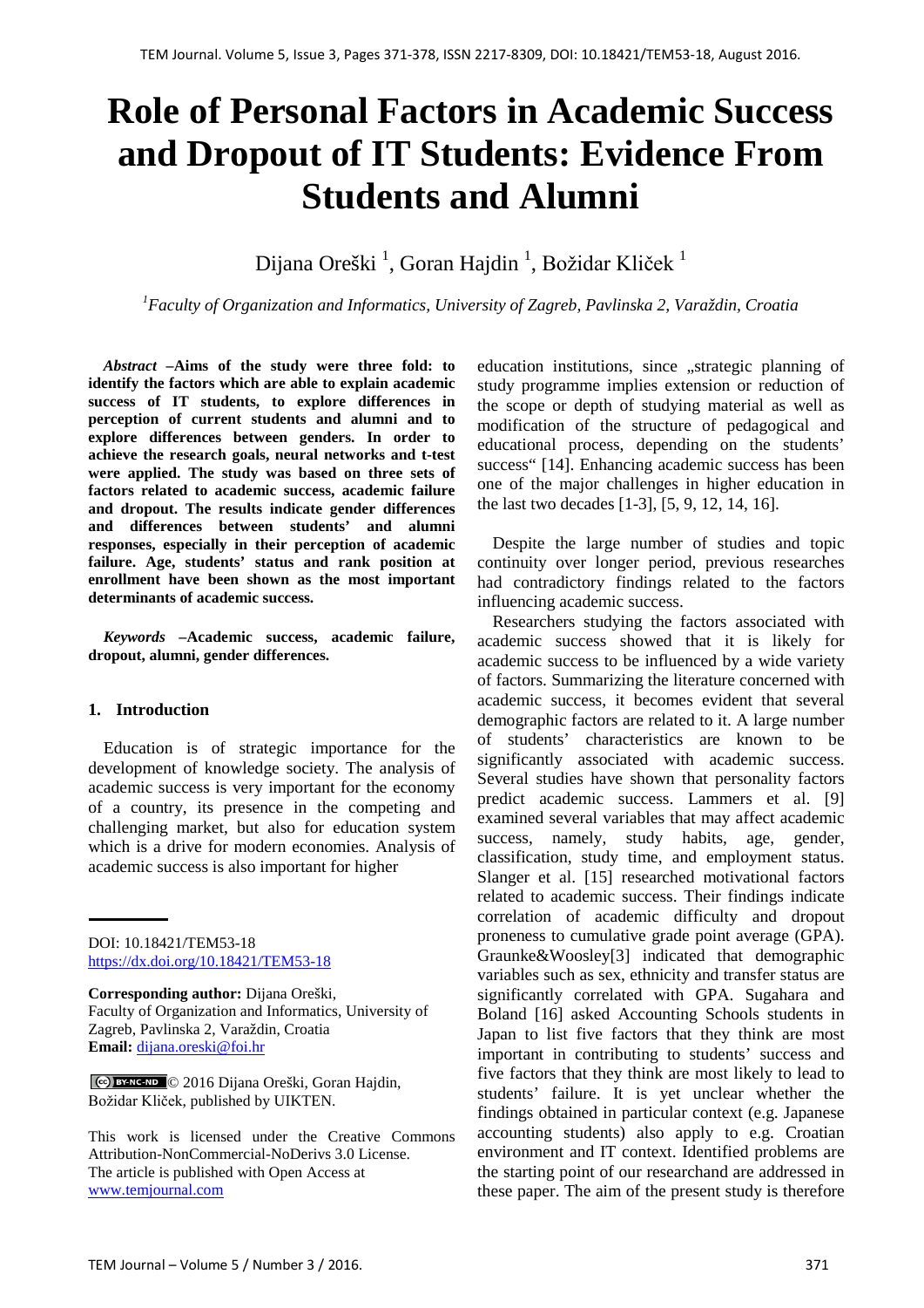# Role of Personal Factors in Academic Success and Dropout of IT Students: Evidence From Students and Alumni

Dijana Oreški [1], Goran Hajdin [1], Božidar Kliček [1]

[1] *Faculty of Organization and Informatics, University of Zagreb, Pavlinska 2, Varaždin, Croatia*

***Abstract*** **–Aims of the study were three fold: to identify the factors which are able to explain academic success of IT students, to explore differences in perception of current students and alumni and to explore differences between genders. In order to achieve the research goals, neural networks and t-test were applied. The study was based on three sets of factors related to academic success, academic failure and dropout. The results indicate gender differences and differences between students' and alumni responses, especially in their perception of academic failure. Age, students' status and rank position at enrollment have been shown as the most important determinants of academic success.**

***Keywords*** **–Academic success, academic failure, dropout, alumni, gender differences.**

## 1. Introduction

Education is of strategic importance for the development of knowledge society. The analysis of academic success is very important for the economy of a country, its presence in the competing and challenging market, but also for education system which is a drive for modern economies. Analysis of academic success is also important for higher education institutions, since „strategic planning of study programme implies extension or reduction of the scope or depth of studying material as well as modification of the structure of pedagogical and educational process, depending on the students' success" [14]. Enhancing academic success has been one of the major challenges in higher education in the last two decades [1-3], [5, 9, 12, 14, 16].

Despite the large number of studies and topic continuity over longer period, previous researches had contradictory findings related to the factors influencing academic success.

Researchers studying the factors associated with academic success showed that it is likely for academic success to be influenced by a wide variety of factors. Summarizing the literature concerned with academic success, it becomes evident that several demographic factors are related to it. A large number of students' characteristics are known to be significantly associated with academic success. Several studies have shown that personality factors predict academic success. Lammers et al. [9] examined several variables that may affect academic success, namely, study habits, age, gender, classification, study time, and employment status. Slanger et al. [15] researched motivational factors related to academic success. Their findings indicate correlation of academic difficulty and dropout proneness to cumulative grade point average (GPA). Graunke&Woosley[3] indicated that demographic variables such as sex, ethnicity and transfer status are significantly correlated with GPA. Sugahara and Boland [16] asked Accounting Schools students in Japan to list five factors that they think are most important in contributing to students' success and five factors that they think are most likely to lead to students' failure. It is yet unclear whether the findings obtained in particular context (e.g. Japanese accounting students) also apply to e.g. Croatian environment and IT context. Identified problems are the starting point of our researchand are addressed in these paper. The aim of the present study is therefore

---

DOI: 10.18421/TEM53-18
https://dx.doi.org/10.18421/TEM53-18

**Corresponding author:** Dijana Oreški,
Faculty of Organization and Informatics, University of Zagreb, Pavlinska 2, Varaždin, Croatia
**Email:** dijana.oreski@foi.hr

© 2016 Dijana Oreški, Goran Hajdin, Božidar Kliček, published by UIKTEN.

This work is licensed under the Creative Commons Attribution-NonCommercial-NoDerivs 3.0 License.
The article is published with Open Access at www.temjournal.com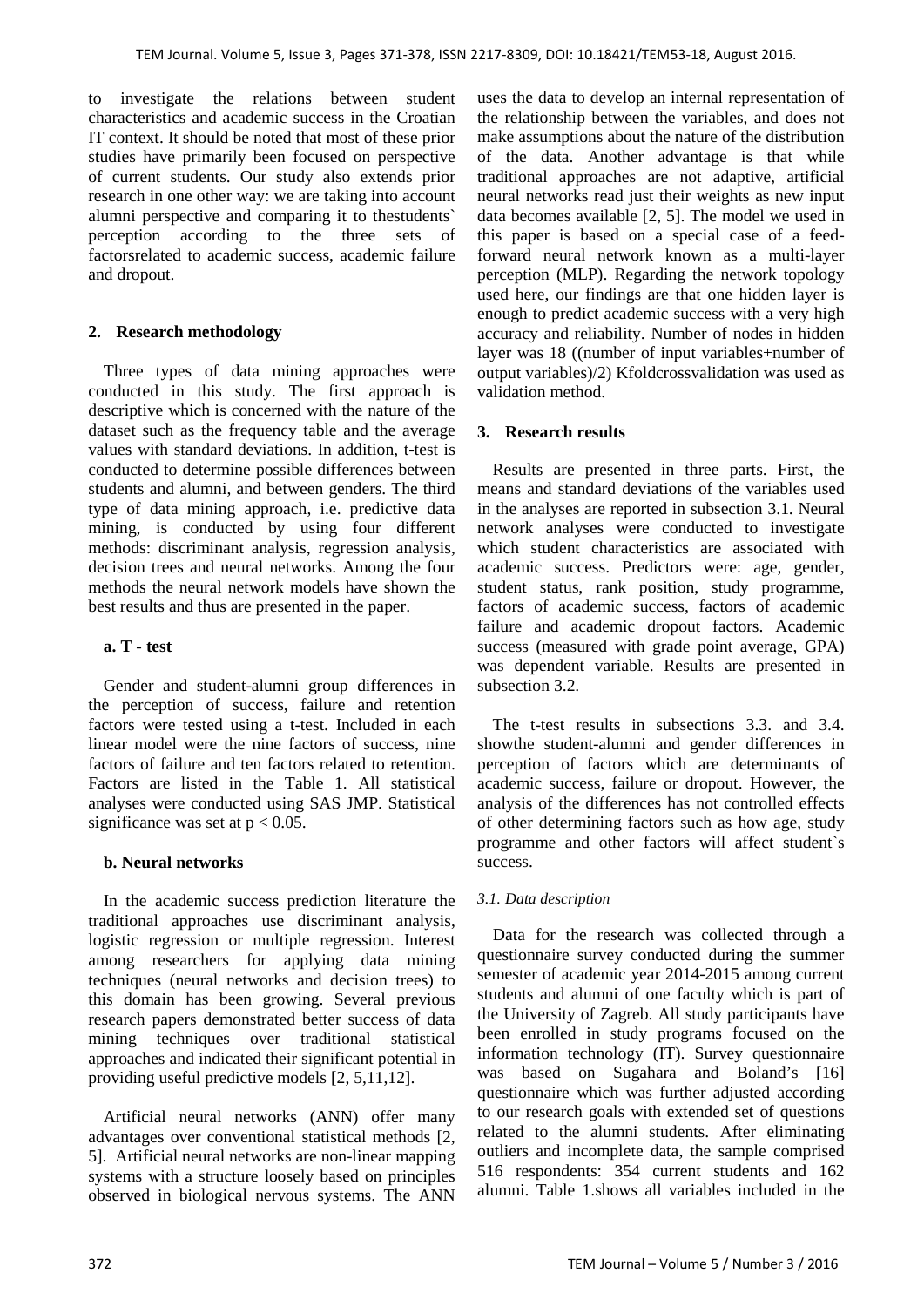to investigate the relations between student characteristics and academic success in the Croatian IT context. It should be noted that most of these prior studies have primarily been focused on perspective of current students. Our study also extends prior research in one other way: we are taking into account alumni perspective and comparing it to thestudents` perception according to the three sets of factorsrelated to academic success, academic failure and dropout.

## 2. Research methodology

Three types of data mining approaches were conducted in this study. The first approach is descriptive which is concerned with the nature of the dataset such as the frequency table and the average values with standard deviations. In addition, t-test is conducted to determine possible differences between students and alumni, and between genders. The third type of data mining approach, i.e. predictive data mining, is conducted by using four different methods: discriminant analysis, regression analysis, decision trees and neural networks. Among the four methods the neural network models have shown the best results and thus are presented in the paper.

### a. T - test

Gender and student-alumni group differences in the perception of success, failure and retention factors were tested using a t-test. Included in each linear model were the nine factors of success, nine factors of failure and ten factors related to retention. Factors are listed in the Table 1. All statistical analyses were conducted using SAS JMP. Statistical significance was set at $p < 0.05$.

### b. Neural networks

In the academic success prediction literature the traditional approaches use discriminant analysis, logistic regression or multiple regression. Interest among researchers for applying data mining techniques (neural networks and decision trees) to this domain has been growing. Several previous research papers demonstrated better success of data mining techniques over traditional statistical approaches and indicated their significant potential in providing useful predictive models [2, 5,11,12].

Artificial neural networks (ANN) offer many advantages over conventional statistical methods [2, 5]. Artificial neural networks are non-linear mapping systems with a structure loosely based on principles observed in biological nervous systems. The ANN uses the data to develop an internal representation of the relationship between the variables, and does not make assumptions about the nature of the distribution of the data. Another advantage is that while traditional approaches are not adaptive, artificial neural networks read just their weights as new input data becomes available [2, 5]. The model we used in this paper is based on a special case of a feed-forward neural network known as a multi-layer perception (MLP). Regarding the network topology used here, our findings are that one hidden layer is enough to predict academic success with a very high accuracy and reliability. Number of nodes in hidden layer was 18 ((number of input variables+number of output variables)/2) Kfoldcrossvalidation was used as validation method.

## 3. Research results

Results are presented in three parts. First, the means and standard deviations of the variables used in the analyses are reported in subsection 3.1. Neural network analyses were conducted to investigate which student characteristics are associated with academic success. Predictors were: age, gender, student status, rank position, study programme, factors of academic success, factors of academic failure and academic dropout factors. Academic success (measured with grade point average, GPA) was dependent variable. Results are presented in subsection 3.2.

The t-test results in subsections 3.3. and 3.4. showthe student-alumni and gender differences in perception of factors which are determinants of academic success, failure or dropout. However, the analysis of the differences has not controlled effects of other determining factors such as how age, study programme and other factors will affect student`s success.

### *3.1. Data description*

Data for the research was collected through a questionnaire survey conducted during the summer semester of academic year 2014-2015 among current students and alumni of one faculty which is part of the University of Zagreb. All study participants have been enrolled in study programs focused on the information technology (IT). Survey questionnaire was based on Sugahara and Boland's [16] questionnaire which was further adjusted according to our research goals with extended set of questions related to the alumni students. After eliminating outliers and incomplete data, the sample comprised 516 respondents: 354 current students and 162 alumni. Table 1.shows all variables included in the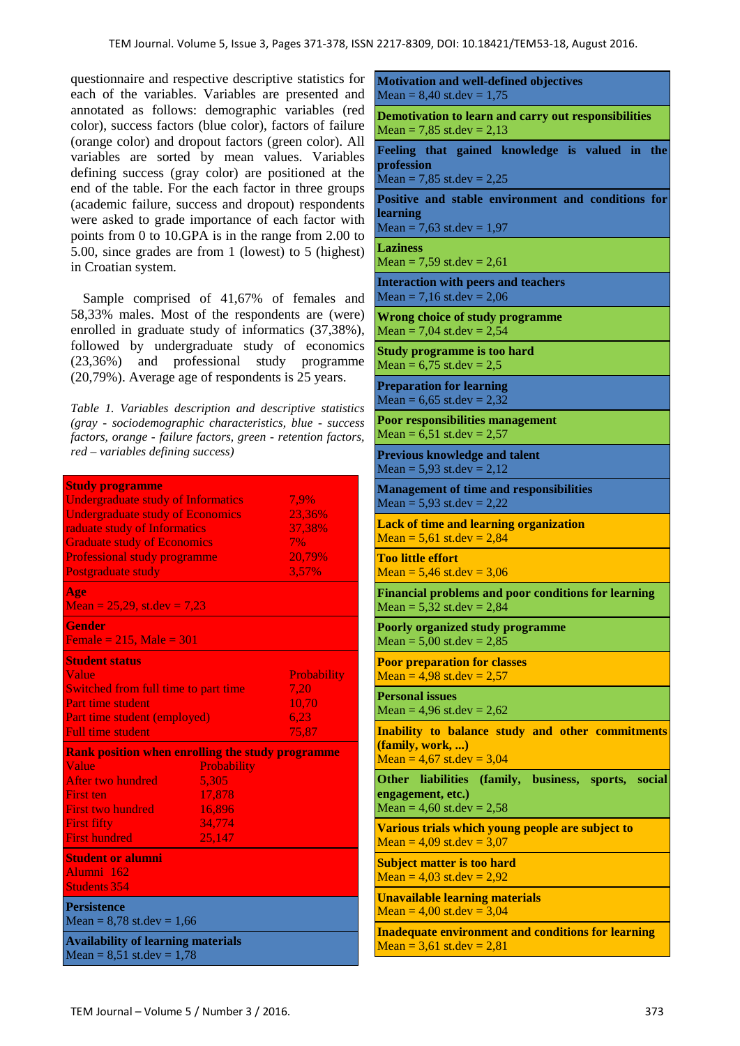questionnaire and respective descriptive statistics for each of the variables. Variables are presented and annotated as follows: demographic variables (red color), success factors (blue color), factors of failure (orange color) and dropout factors (green color). All variables are sorted by mean values. Variables defining success (gray color) are positioned at the end of the table. For the each factor in three groups (academic failure, success and dropout) respondents were asked to grade importance of each factor with points from 0 to 10.GPA is in the range from 2.00 to 5.00, since grades are from 1 (lowest) to 5 (highest) in Croatian system.

Sample comprised of 41,67% of females and 58,33% males. Most of the respondents are (were) enrolled in graduate study of informatics (37,38%), followed by undergraduate study of economics (23,36%) and professional study programme (20,79%). Average age of respondents is 25 years.

*Table 1. Variables description and descriptive statistics (gray - sociodemographic characteristics, blue - success factors, orange - failure factors, green - retention factors, red – variables defining success)*

| Variable | Values / Statistics |
|---|---|
| **Study programme** | |
| Undergraduate study of Informatics | 7,9% |
| Undergraduate study of Economics | 23,36% |
| raduate study of Informatics | 37,38% |
| Graduate study of Economics | 7% |
| Professional study programme | 20,79% |
| Postgraduate study | 3,57% |
| **Age** | Mean = 25,29, st.dev = 7,23 |
| **Gender** | Female = 215, Male = 301 |
| **Student status** | |
| Value | Probability |
| Switched from full time to part time | 7,20 |
| Part time student | 10,70 |
| Part time student (employed) | 6,23 |
| Full time student | 75,87 |
| **Rank position when enrolling the study programme** | |
| Value | Probability |
| After two hundred | 5,305 |
| First ten | 17,878 |
| First two hundred | 16,896 |
| First fifty | 34,774 |
| First hundred | 25,147 |
| **Student or alumni** | |
| Alumni | 162 |
| Students | 354 |
| **Persistence** | Mean = 8,78 st.dev = 1,66 |
| **Availability of learning materials** | Mean = 8,51 st.dev = 1,78 |
| **Motivation and well-defined objectives** | Mean = 8,40 st.dev = 1,75 |
| **Demotivation to learn and carry out responsibilities** | Mean = 7,85 st.dev = 2,13 |
| **Feeling that gained knowledge is valued in the profession** | Mean = 7,85 st.dev = 2,25 |
| **Positive and stable environment and conditions for learning** | Mean = 7,63 st.dev = 1,97 |
| **Laziness** | Mean = 7,59 st.dev = 2,61 |
| **Interaction with peers and teachers** | Mean = 7,16 st.dev = 2,06 |
| **Wrong choice of study programme** | Mean = 7,04 st.dev = 2,54 |
| **Study programme is too hard** | Mean = 6,75 st.dev = 2,5 |
| **Preparation for learning** | Mean = 6,65 st.dev = 2,32 |
| **Poor responsibilities management** | Mean = 6,51 st.dev = 2,57 |
| **Previous knowledge and talent** | Mean = 5,93 st.dev = 2,12 |
| **Management of time and responsibilities** | Mean = 5,93 st.dev = 2,22 |
| **Lack of time and learning organization** | Mean = 5,61 st.dev = 2,84 |
| **Too little effort** | Mean = 5,46 st.dev = 3,06 |
| **Financial problems and poor conditions for learning** | Mean = 5,32 st.dev = 2,84 |
| **Poorly organized study programme** | Mean = 5,00 st.dev = 2,85 |
| **Poor preparation for classes** | Mean = 4,98 st.dev = 2,57 |
| **Personal issues** | Mean = 4,96 st.dev = 2,62 |
| **Inability to balance study and other commitments (family, work, ...)** | Mean = 4,67 st.dev = 3,04 |
| **Other liabilities (family, business, sports, social engagement, etc.)** | Mean = 4,60 st.dev = 2,58 |
| **Various trials which young people are subject to** | Mean = 4,09 st.dev = 3,07 |
| **Subject matter is too hard** | Mean = 4,03 st.dev = 2,92 |
| **Unavailable learning materials** | Mean = 4,00 st.dev = 3,04 |
| **Inadequate environment and conditions for learning** | Mean = 3,61 st.dev = 2,81 |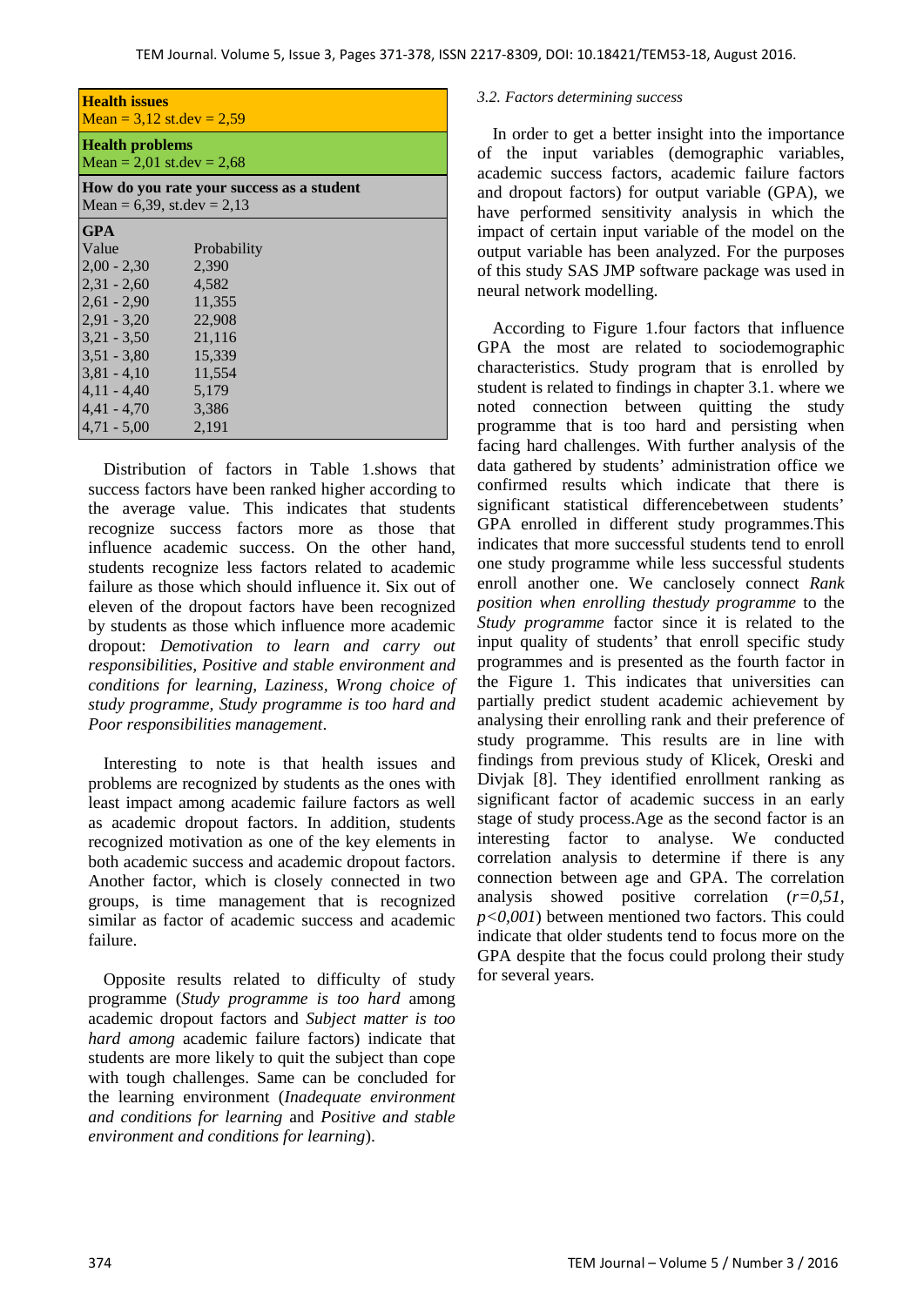| **Health issues** | |
|---|---|
| Mean = 3,12 st.dev = 2,59 | |
| **Health problems** | |
| Mean = 2,01 st.dev = 2,68 | |
| **How do you rate your success as a student** | |
| Mean = 6,39, st.dev = 2,13 | |
| **GPA** | |
| Value | Probability |
| 2,00 - 2,30 | 2,390 |
| 2,31 - 2,60 | 4,582 |
| 2,61 - 2,90 | 11,355 |
| 2,91 - 3,20 | 22,908 |
| 3,21 - 3,50 | 21,116 |
| 3,51 - 3,80 | 15,339 |
| 3,81 - 4,10 | 11,554 |
| 4,11 - 4,40 | 5,179 |
| 4,41 - 4,70 | 3,386 |
| 4,71 - 5,00 | 2,191 |

Distribution of factors in Table 1.shows that success factors have been ranked higher according to the average value. This indicates that students recognize success factors more as those that influence academic success. On the other hand, students recognize less factors related to academic failure as those which should influence it. Six out of eleven of the dropout factors have been recognized by students as those which influence more academic dropout: *Demotivation to learn and carry out responsibilities*, *Positive and stable environment and conditions for learning*, *Laziness*, *Wrong choice of study programme*, *Study programme is too hard and Poor responsibilities management*.

Interesting to note is that health issues and problems are recognized by students as the ones with least impact among academic failure factors as well as academic dropout factors. In addition, students recognized motivation as one of the key elements in both academic success and academic dropout factors. Another factor, which is closely connected in two groups, is time management that is recognized similar as factor of academic success and academic failure.

Opposite results related to difficulty of study programme (*Study programme is too hard* among academic dropout factors and *Subject matter is too hard among* academic failure factors) indicate that students are more likely to quit the subject than cope with tough challenges. Same can be concluded for the learning environment (*Inadequate environment and conditions for learning* and *Positive and stable environment and conditions for learning*).

### *3.2. Factors determining success*

In order to get a better insight into the importance of the input variables (demographic variables, academic success factors, academic failure factors and dropout factors) for output variable (GPA), we have performed sensitivity analysis in which the impact of certain input variable of the model on the output variable has been analyzed. For the purposes of this study SAS JMP software package was used in neural network modelling.

According to Figure 1.four factors that influence GPA the most are related to sociodemographic characteristics. Study program that is enrolled by student is related to findings in chapter 3.1. where we noted connection between quitting the study programme that is too hard and persisting when facing hard challenges. With further analysis of the data gathered by students' administration office we confirmed results which indicate that there is significant statistical differencebetween students' GPA enrolled in different study programmes.This indicates that more successful students tend to enroll one study programme while less successful students enroll another one. We canclosely connect *Rank position when enrolling thestudy programme* to the *Study programme* factor since it is related to the input quality of students' that enroll specific study programmes and is presented as the fourth factor in the Figure 1. This indicates that universities can partially predict student academic achievement by analysing their enrolling rank and their preference of study programme. This results are in line with findings from previous study of Klicek, Oreski and Divjak [8]. They identified enrollment ranking as significant factor of academic success in an early stage of study process.Age as the second factor is an interesting factor to analyse. We conducted correlation analysis to determine if there is any connection between age and GPA. The correlation analysis showed positive correlation ($r=0,51$, $p<0,001$) between mentioned two factors. This could indicate that older students tend to focus more on the GPA despite that the focus could prolong their study for several years.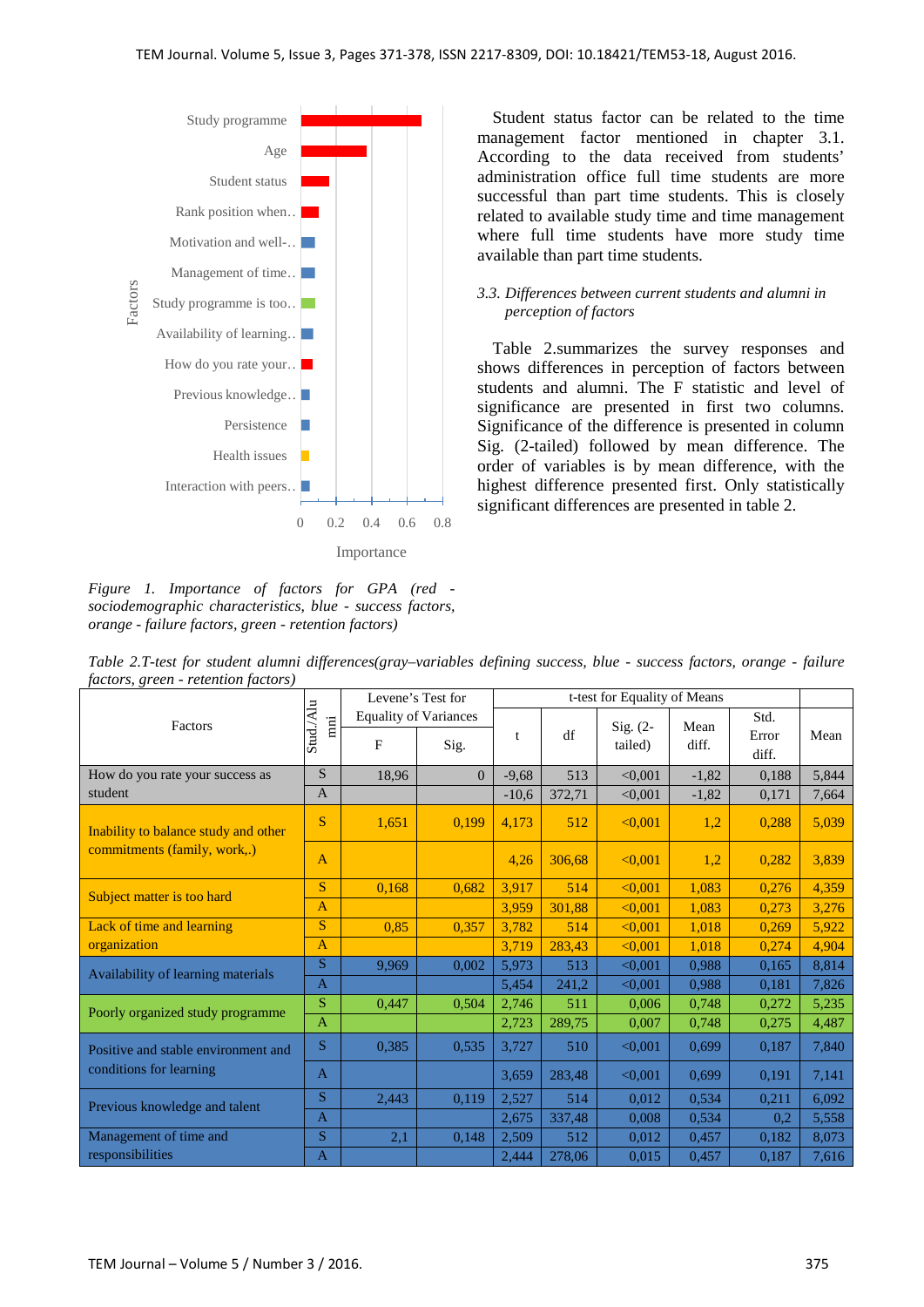Figure 1. Importance of factors for GPA (red - sociodemographic characteristics, blue - success factors, orange - failure factors, green - retention factors)

Student status factor can be related to the time management factor mentioned in chapter 3.1. According to the data received from students' administration office full time students are more successful than part time students. This is closely related to available study time and time management where full time students have more study time available than part time students.

### 3.3. Differences between current students and alumni in perception of factors

Table 2.summarizes the survey responses and shows differences in perception of factors between students and alumni. The F statistic and level of significance are presented in first two columns. Significance of the difference is presented in column Sig. (2-tailed) followed by mean difference. The order of variables is by mean difference, with the highest difference presented first. Only statistically significant differences are presented in table 2.

*Table 2.T-test for student alumni differences(gray–variables defining success, blue - success factors, orange - failure factors, green - retention factors)*

| Factors | Stud./Alumni | Levene's Test for Equality of Variances | | t-test for Equality of Means | | | | | |
|---|---|---|---|---|---|---|---|---|---|
| | | F | Sig. | t | df | Sig. (2-tailed) | Mean diff. | Std. Error diff. | Mean |
| How do you rate your success as student | S | 18,96 | 0 | -9,68 | 513 | <0,001 | -1,82 | 0,188 | 5,844 |
| | A | | | -10,6 | 372,71 | <0,001 | -1,82 | 0,171 | 7,664 |
| Inability to balance study and other commitments (family, work,.) | S | 1,651 | 0,199 | 4,173 | 512 | <0,001 | 1,2 | 0,288 | 5,039 |
| | A | | | 4,26 | 306,68 | <0,001 | 1,2 | 0,282 | 3,839 |
| Subject matter is too hard | S | 0,168 | 0,682 | 3,917 | 514 | <0,001 | 1,083 | 0,276 | 4,359 |
| | A | | | 3,959 | 301,88 | <0,001 | 1,083 | 0,273 | 3,276 |
| Lack of time and learning organization | S | 0,85 | 0,357 | 3,782 | 514 | <0,001 | 1,018 | 0,269 | 5,922 |
| | A | | | 3,719 | 283,43 | <0,001 | 1,018 | 0,274 | 4,904 |
| Availability of learning materials | S | 9,969 | 0,002 | 5,973 | 513 | <0,001 | 0,988 | 0,165 | 8,814 |
| | A | | | 5,454 | 241,2 | <0,001 | 0,988 | 0,181 | 7,826 |
| Poorly organized study programme | S | 0,447 | 0,504 | 2,746 | 511 | 0,006 | 0,748 | 0,272 | 5,235 |
| | A | | | 2,723 | 289,75 | 0,007 | 0,748 | 0,275 | 4,487 |
| Positive and stable environment and conditions for learning | S | 0,385 | 0,535 | 3,727 | 510 | <0,001 | 0,699 | 0,187 | 7,840 |
| | A | | | 3,659 | 283,48 | <0,001 | 0,699 | 0,191 | 7,141 |
| Previous knowledge and talent | S | 2,443 | 0,119 | 2,527 | 514 | 0,012 | 0,534 | 0,211 | 6,092 |
| | A | | | 2,675 | 337,48 | 0,008 | 0,534 | 0,2 | 5,558 |
| Management of time and responsibilities | S | 2,1 | 0,148 | 2,509 | 512 | 0,012 | 0,457 | 0,182 | 8,073 |
| | A | | | 2,444 | 278,06 | 0,015 | 0,457 | 0,187 | 7,616 |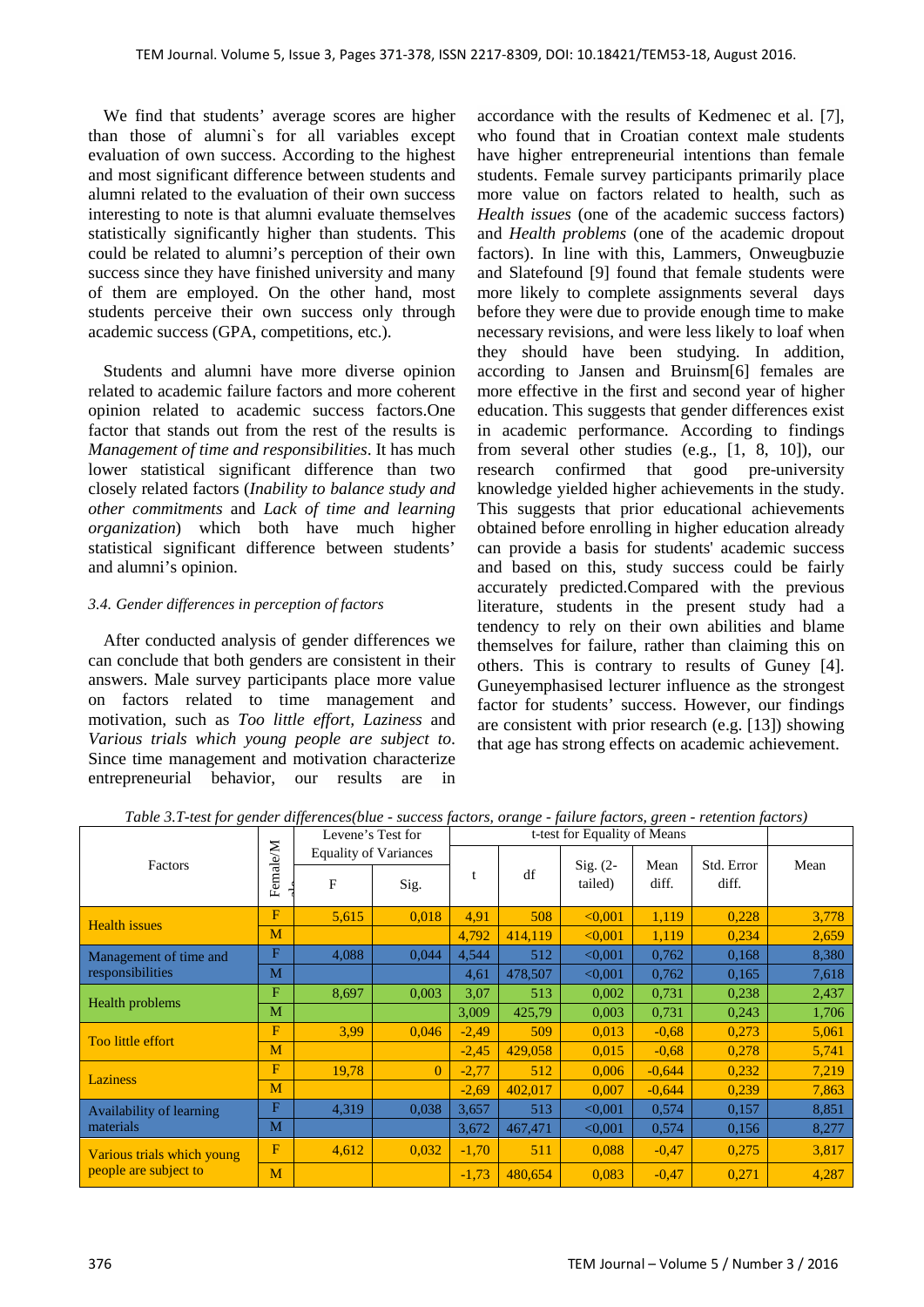We find that students' average scores are higher than those of alumni`s for all variables except evaluation of own success. According to the highest and most significant difference between students and alumni related to the evaluation of their own success interesting to note is that alumni evaluate themselves statistically significantly higher than students. This could be related to alumni's perception of their own success since they have finished university and many of them are employed. On the other hand, most students perceive their own success only through academic success (GPA, competitions, etc.).

Students and alumni have more diverse opinion related to academic failure factors and more coherent opinion related to academic success factors.One factor that stands out from the rest of the results is *Management of time and responsibilities*. It has much lower statistical significant difference than two closely related factors (*Inability to balance study and other commitments* and *Lack of time and learning organization*) which both have much higher statistical significant difference between students' and alumni's opinion.

### *3.4. Gender differences in perception of factors*

After conducted analysis of gender differences we can conclude that both genders are consistent in their answers. Male survey participants place more value on factors related to time management and motivation, such as *Too little effort, Laziness* and *Various trials which young people are subject to*. Since time management and motivation characterize entrepreneurial behavior, our results are in accordance with the results of Kedmenec et al. [7], who found that in Croatian context male students have higher entrepreneurial intentions than female students. Female survey participants primarily place more value on factors related to health, such as *Health issues* (one of the academic success factors) and *Health problems* (one of the academic dropout factors). In line with this, Lammers, Onweugbuzie and Slatefound [9] found that female students were more likely to complete assignments several days before they were due to provide enough time to make necessary revisions, and were less likely to loaf when they should have been studying. In addition, according to Jansen and Bruinsm[6] females are more effective in the first and second year of higher education. This suggests that gender differences exist in academic performance. According to findings from several other studies (e.g., [1, 8, 10]), our research confirmed that good pre-university knowledge yielded higher achievements in the study. This suggests that prior educational achievements obtained before enrolling in higher education already can provide a basis for students' academic success and based on this, study success could be fairly accurately predicted.Compared with the previous literature, students in the present study had a tendency to rely on their own abilities and blame themselves for failure, rather than claiming this on others. This is contrary to results of Guney [4]. Guneyemphasised lecturer influence as the strongest factor for students' success. However, our findings are consistent with prior research (e.g. [13]) showing that age has strong effects on academic achievement.

*Table 3.T-test for gender differences(blue - success factors, orange - failure factors, green - retention factors)*

| Factors | Female/Male | Levene's Test for Equality of Variances | | t-test for Equality of Means | | | | | |
|---|---|---|---|---|---|---|---|---|---|
| | | F | Sig. | t | df | Sig. (2-tailed) | Mean diff. | Std. Error diff. | Mean |
| Health issues | F | 5,615 | 0,018 | 4,91 | 508 | <0,001 | 1,119 | 0,228 | 3,778 |
| | M | | | 4,792 | 414,119 | <0,001 | 1,119 | 0,234 | 2,659 |
| Management of time and responsibilities | F | 4,088 | 0,044 | 4,544 | 512 | <0,001 | 0,762 | 0,168 | 8,380 |
| | M | | | 4,61 | 478,507 | <0,001 | 0,762 | 0,165 | 7,618 |
| Health problems | F | 8,697 | 0,003 | 3,07 | 513 | 0,002 | 0,731 | 0,238 | 2,437 |
| | M | | | 3,009 | 425,79 | 0,003 | 0,731 | 0,243 | 1,706 |
| Too little effort | F | 3,99 | 0,046 | -2,49 | 509 | 0,013 | -0,68 | 0,273 | 5,061 |
| | M | | | -2,45 | 429,058 | 0,015 | -0,68 | 0,278 | 5,741 |
| Laziness | F | 19,78 | 0 | -2,77 | 512 | 0,006 | -0,644 | 0,232 | 7,219 |
| | M | | | -2,69 | 402,017 | 0,007 | -0,644 | 0,239 | 7,863 |
| Availability of learning materials | F | 4,319 | 0,038 | 3,657 | 513 | <0,001 | 0,574 | 0,157 | 8,851 |
| | M | | | 3,672 | 467,471 | <0,001 | 0,574 | 0,156 | 8,277 |
| Various trials which young people are subject to | F | 4,612 | 0,032 | -1,70 | 511 | 0,088 | -0,47 | 0,275 | 3,817 |
| | M | | | -1,73 | 480,654 | 0,083 | -0,47 | 0,271 | 4,287 |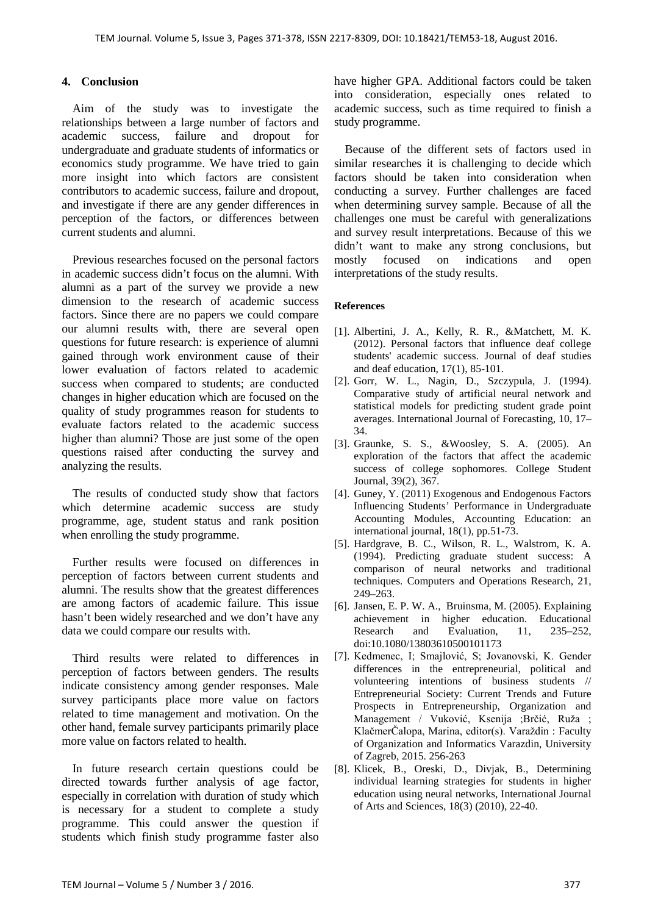## 4. Conclusion

Aim of the study was to investigate the relationships between a large number of factors and academic success, failure and dropout for undergraduate and graduate students of informatics or economics study programme. We have tried to gain more insight into which factors are consistent contributors to academic success, failure and dropout, and investigate if there are any gender differences in perception of the factors, or differences between current students and alumni.

Previous researches focused on the personal factors in academic success didn't focus on the alumni. With alumni as a part of the survey we provide a new dimension to the research of academic success factors. Since there are no papers we could compare our alumni results with, there are several open questions for future research: is experience of alumni gained through work environment cause of their lower evaluation of factors related to academic success when compared to students; are conducted changes in higher education which are focused on the quality of study programmes reason for students to evaluate factors related to the academic success higher than alumni? Those are just some of the open questions raised after conducting the survey and analyzing the results.

The results of conducted study show that factors which determine academic success are study programme, age, student status and rank position when enrolling the study programme.

Further results were focused on differences in perception of factors between current students and alumni. The results show that the greatest differences are among factors of academic failure. This issue hasn't been widely researched and we don't have any data we could compare our results with.

Third results were related to differences in perception of factors between genders. The results indicate consistency among gender responses. Male survey participants place more value on factors related to time management and motivation. On the other hand, female survey participants primarily place more value on factors related to health.

In future research certain questions could be directed towards further analysis of age factor, especially in correlation with duration of study which is necessary for a student to complete a study programme. This could answer the question if students which finish study programme faster also have higher GPA. Additional factors could be taken into consideration, especially ones related to academic success, such as time required to finish a study programme.

Because of the different sets of factors used in similar researches it is challenging to decide which factors should be taken into consideration when conducting a survey. Further challenges are faced when determining survey sample. Because of all the challenges one must be careful with generalizations and survey result interpretations. Because of this we didn't want to make any strong conclusions, but mostly focused on indications and open interpretations of the study results.

### References

[1]. Albertini, J. A., Kelly, R. R., &Matchett, M. K. (2012). Personal factors that influence deaf college students' academic success. Journal of deaf studies and deaf education, 17(1), 85-101.

[2]. Gorr, W. L., Nagin, D., Szczypula, J. (1994). Comparative study of artificial neural network and statistical models for predicting student grade point averages. International Journal of Forecasting, 10, 17–34.

[3]. Graunke, S. S., &Woosley, S. A. (2005). An exploration of the factors that affect the academic success of college sophomores. College Student Journal, 39(2), 367.

[4]. Guney, Y. (2011) Exogenous and Endogenous Factors Influencing Students' Performance in Undergraduate Accounting Modules, Accounting Education: an international journal, 18(1), pp.51-73.

[5]. Hardgrave, B. C., Wilson, R. L., Walstrom, K. A. (1994). Predicting graduate student success: A comparison of neural networks and traditional techniques. Computers and Operations Research, 21, 249–263.

[6]. Jansen, E. P. W. A., Bruinsma, M. (2005). Explaining achievement in higher education. Educational Research and Evaluation, 11, 235–252, doi:10.1080/13803610500101173

[7]. Kedmenec, I; Smajlović, S; Jovanovski, K. Gender differences in the entrepreneurial, political and volunteering intentions of business students // Entrepreneurial Society: Current Trends and Future Prospects in Entrepreneurship, Organization and Management / Vuković, Ksenija ;Brčić, Ruža ; KlačmerČalopa, Marina, editor(s). Varaždin : Faculty of Organization and Informatics Varazdin, University of Zagreb, 2015. 256-263

[8]. Klicek, B., Oreski, D., Divjak, B., Determining individual learning strategies for students in higher education using neural networks, International Journal of Arts and Sciences, 18(3) (2010), 22-40.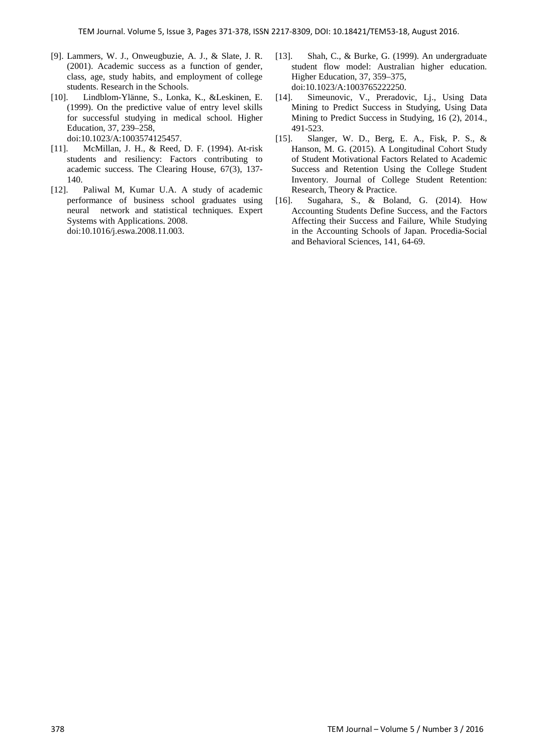[9]. Lammers, W. J., Onweugbuzie, A. J., & Slate, J. R. (2001). Academic success as a function of gender, class, age, study habits, and employment of college students. Research in the Schools.

[10]. Lindblom-Ylänne, S., Lonka, K., &Leskinen, E. (1999). On the predictive value of entry level skills for successful studying in medical school. Higher Education, 37, 239–258, doi:10.1023/A:1003574125457.

[11]. McMillan, J. H., & Reed, D. F. (1994). At-risk students and resiliency: Factors contributing to academic success. The Clearing House, 67(3), 137-140.

[12]. Paliwal M, Kumar U.A. A study of academic performance of business school graduates using neural network and statistical techniques. Expert Systems with Applications. 2008. doi:10.1016/j.eswa.2008.11.003.

[13]. Shah, C., & Burke, G. (1999). An undergraduate student flow model: Australian higher education. Higher Education, 37, 359–375, doi:10.1023/A:1003765222250.

[14]. Simeunovic, V., Preradovic, Lj., Using Data Mining to Predict Success in Studying, Using Data Mining to Predict Success in Studying, 16 (2), 2014., 491-523.

[15]. Slanger, W. D., Berg, E. A., Fisk, P. S., & Hanson, M. G. (2015). A Longitudinal Cohort Study of Student Motivational Factors Related to Academic Success and Retention Using the College Student Inventory. Journal of College Student Retention: Research, Theory & Practice.

[16]. Sugahara, S., & Boland, G. (2014). How Accounting Students Define Success, and the Factors Affecting their Success and Failure, While Studying in the Accounting Schools of Japan. Procedia-Social and Behavioral Sciences, 141, 64-69.